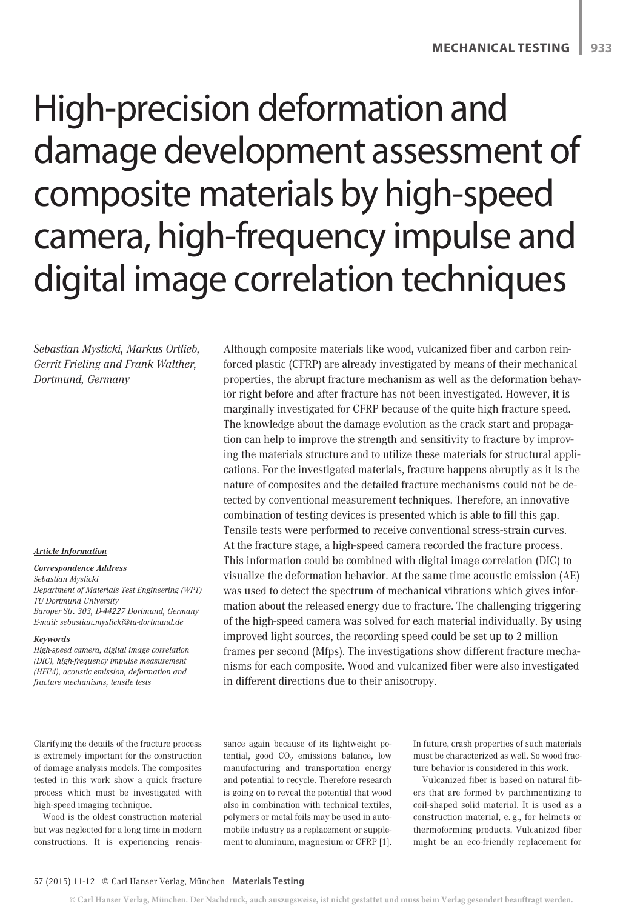# High-precision deformation and damage development assessment of composite materials by high-speed camera, high-frequency impulse and digital image correlation techniques

*Sebastian Myslicki, Markus Ortlieb, Gerrit Frieling and Frank Walther, Dortmund, Germany*

Although composite materials like wood, vulcanized fiber and carbon reinforced plastic (CFRP) are already investigated by means of their mechanical properties, the abrupt fracture mechanism as well as the deformation behavior right before and after fracture has not been investigated. However, it is marginally investigated for CFRP because of the quite high fracture speed. The knowledge about the damage evolution as the crack start and propagation can help to improve the strength and sensitivity to fracture by improving the materials structure and to utilize these materials for structural applications. For the investigated materials, fracture happens abruptly as it is the nature of composites and the detailed fracture mechanisms could not be detected by conventional measurement techniques. Therefore, an innovative combination of testing devices is presented which is able to fill this gap. Tensile tests were performed to receive conventional stress-strain curves. At the fracture stage, a high-speed camera recorded the fracture process. This information could be combined with digital image correlation (DIC) to visualize the deformation behavior. At the same time acoustic emission (AE) was used to detect the spectrum of mechanical vibrations which gives information about the released energy due to fracture. The challenging triggering of the high-speed camera was solved for each material individually. By using improved light sources, the recording speed could be set up to 2 million frames per second (Mfps). The investigations show different fracture mechanisms for each composite. Wood and vulcanized fiber were also investigated in different directions due to their anisotropy.

***Article Information***

***Correspondence Address***
*Sebastian Myslicki*
*Department of Materials Test Engineering (WPT)*
*TU Dortmund University*
*Baroper Str. 303, D-44227 Dortmund, Germany*
*E-mail: sebastian.myslicki@tu-dortmund.de*

***Keywords***
*High-speed camera, digital image correlation (DIC), high-frequency impulse measurement (HFIM), acoustic emission, deformation and fracture mechanisms, tensile tests*

Clarifying the details of the fracture process is extremely important for the construction of damage analysis models. The composites tested in this work show a quick fracture process which must be investigated with high-speed imaging technique.

Wood is the oldest construction material but was neglected for a long time in modern constructions. It is experiencing renaissance again because of its lightweight potential, good $CO_2$ emissions balance, low manufacturing and transportation energy and potential to recycle. Therefore research is going on to reveal the potential that wood also in combination with technical textiles, polymers or metal foils may be used in automobile industry as a replacement or supplement to aluminum, magnesium or CFRP [1]. In future, crash properties of such materials must be characterized as well. So wood fracture behavior is considered in this work.

Vulcanized fiber is based on natural fibers that are formed by parchmentizing to coil-shaped solid material. It is used as a construction material, e. g., for helmets or thermoforming products. Vulcanized fiber might be an eco-friendly replacement for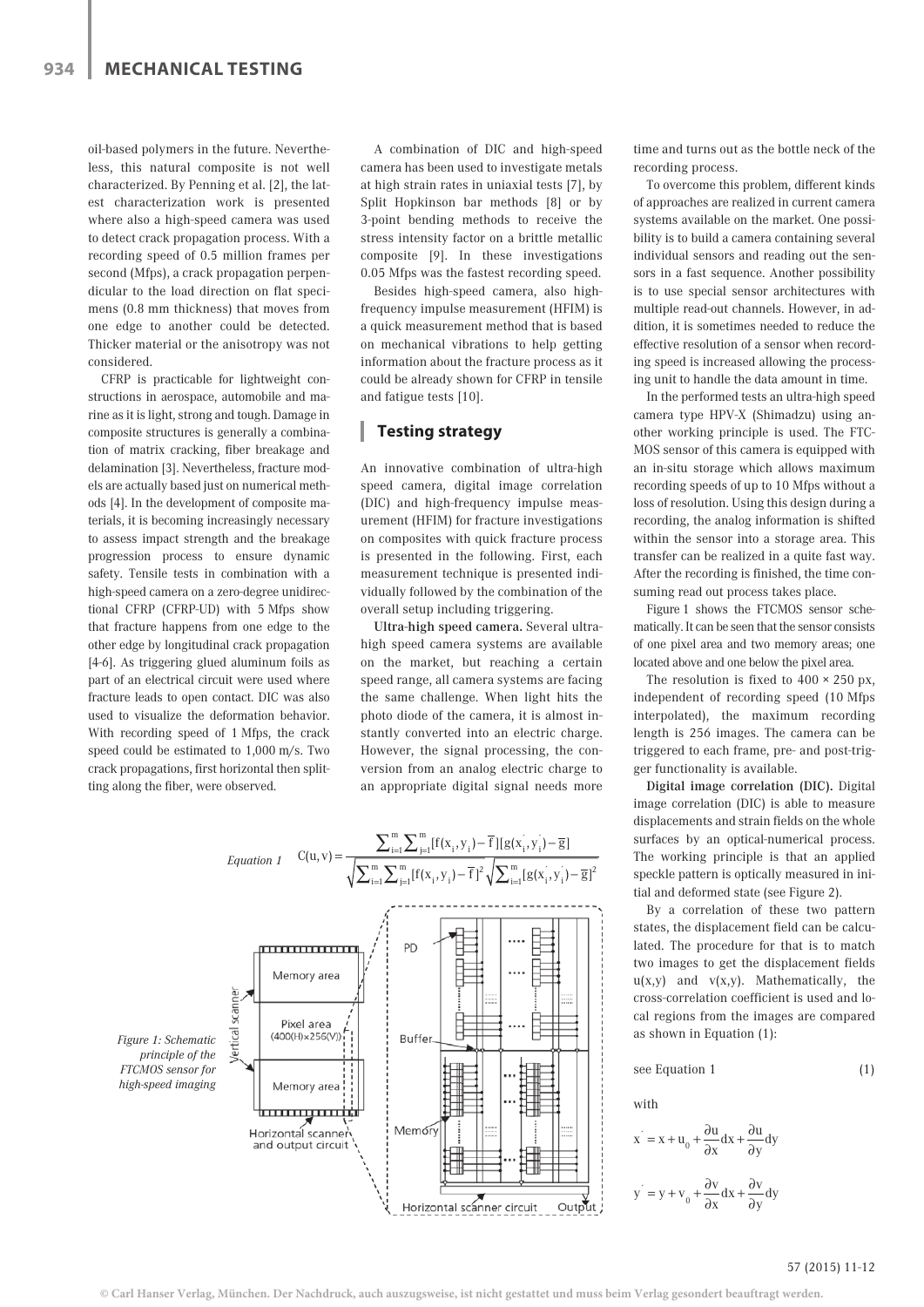oil-based polymers in the future. Nevertheless, this natural composite is not well characterized. By Penning et al. [2], the latest characterization work is presented where also a high-speed camera was used to detect crack propagation process. With a recording speed of 0.5 million frames per second (Mfps), a crack propagation perpendicular to the load direction on flat specimens (0.8 mm thickness) that moves from one edge to another could be detected. Thicker material or the anisotropy was not considered.

CFRP is practicable for lightweight constructions in aerospace, automobile and marine as it is light, strong and tough. Damage in composite structures is generally a combination of matrix cracking, fiber breakage and delamination [3]. Nevertheless, fracture models are actually based just on numerical methods [4]. In the development of composite materials, it is becoming increasingly necessary to assess impact strength and the breakage progression process to ensure dynamic safety. Tensile tests in combination with a high-speed camera on a zero-degree unidirectional CFRP (CFRP-UD) with 5 Mfps show that fracture happens from one edge to the other edge by longitudinal crack propagation [4-6]. As triggering glued aluminum foils as part of an electrical circuit were used where fracture leads to open contact. DIC was also used to visualize the deformation behavior. With recording speed of 1 Mfps, the crack speed could be estimated to 1,000 m/s. Two crack propagations, first horizontal then splitting along the fiber, were observed.

A combination of DIC and high-speed camera has been used to investigate metals at high strain rates in uniaxial tests [7], by Split Hopkinson bar methods [8] or by 3-point bending methods to receive the stress intensity factor on a brittle metallic composite [9]. In these investigations 0.05 Mfps was the fastest recording speed.

Besides high-speed camera, also high-frequency impulse measurement (HFIM) is a quick measurement method that is based on mechanical vibrations to help getting information about the fracture process as it could be already shown for CFRP in tensile and fatigue tests [10].

## Testing strategy

An innovative combination of ultra-high speed camera, digital image correlation (DIC) and high-frequency impulse measurement (HFIM) for fracture investigations on composites with quick fracture process is presented in the following. First, each measurement technique is presented individually followed by the combination of the overall setup including triggering.

**Ultra-high speed camera.** Several ultra-high speed camera systems are available on the market, but reaching a certain speed range, all camera systems are facing the same challenge. When light hits the photo diode of the camera, it is almost instantly converted into an electric charge. However, the signal processing, the conversion from an analog electric charge to an appropriate digital signal needs more time and turns out as the bottle neck of the recording process.

To overcome this problem, different kinds of approaches are realized in current camera systems available on the market. One possibility is to build a camera containing several individual sensors and reading out the sensors in a fast sequence. Another possibility is to use special sensor architectures with multiple read-out channels. However, in addition, it is sometimes needed to reduce the effective resolution of a sensor when recording speed is increased allowing the processing unit to handle the data amount in time.

In the performed tests an ultra-high speed camera type HPV-X (Shimadzu) using another working principle is used. The FTCMOS sensor of this camera is equipped with an in-situ storage which allows maximum recording speeds of up to 10 Mfps without a loss of resolution. Using this design during a recording, the analog information is shifted within the sensor into a storage area. This transfer can be realized in a quite fast way. After the recording is finished, the time consuming read out process takes place.

Figure 1 shows the FTCMOS sensor schematically. It can be seen that the sensor consists of one pixel area and two memory areas; one located above and one below the pixel area.

The resolution is fixed to 400 × 250 px, independent of recording speed (10 Mfps interpolated), the maximum recording length is 256 images. The camera can be triggered to each frame, pre- and post-trigger functionality is available.

Figure 1: Schematic principle of the FTCMOS sensor for high-speed imaging

**Digital image correlation (DIC).** Digital image correlation (DIC) is able to measure displacements and strain fields on the whole surfaces by an optical-numerical process. The working principle is that an applied speckle pattern is optically measured in initial and deformed state (see Figure 2).

By a correlation of these two pattern states, the displacement field can be calculated. The procedure for that is to match two images to get the displacement fields u(x,y) and v(x,y). Mathematically, the cross-correlation coefficient is used and local regions from the images are compared as shown in Equation (1):

Equation 1

$$C(u,v) = \frac{\sum_{i=1}^{m}\sum_{j=1}^{m}[f(x_i,y_i)-\overline{f}][g(x_i^{'},y_i^{'})-\overline{g}]}{\sqrt{\sum_{i=1}^{m}\sum_{j=1}^{m}[f(x_i,y_i)-\overline{f}]^2}\sqrt{\sum_{i=1}^{m}[g(x_i^{'},y_i^{'})-\overline{g}]^2}} \quad (1)$$

with

$$x^{'} = x + u_0 + \frac{\partial u}{\partial x}dx + \frac{\partial u}{\partial y}dy$$

$$y^{'} = y + v_0 + \frac{\partial v}{\partial x}dx + \frac{\partial v}{\partial y}dy$$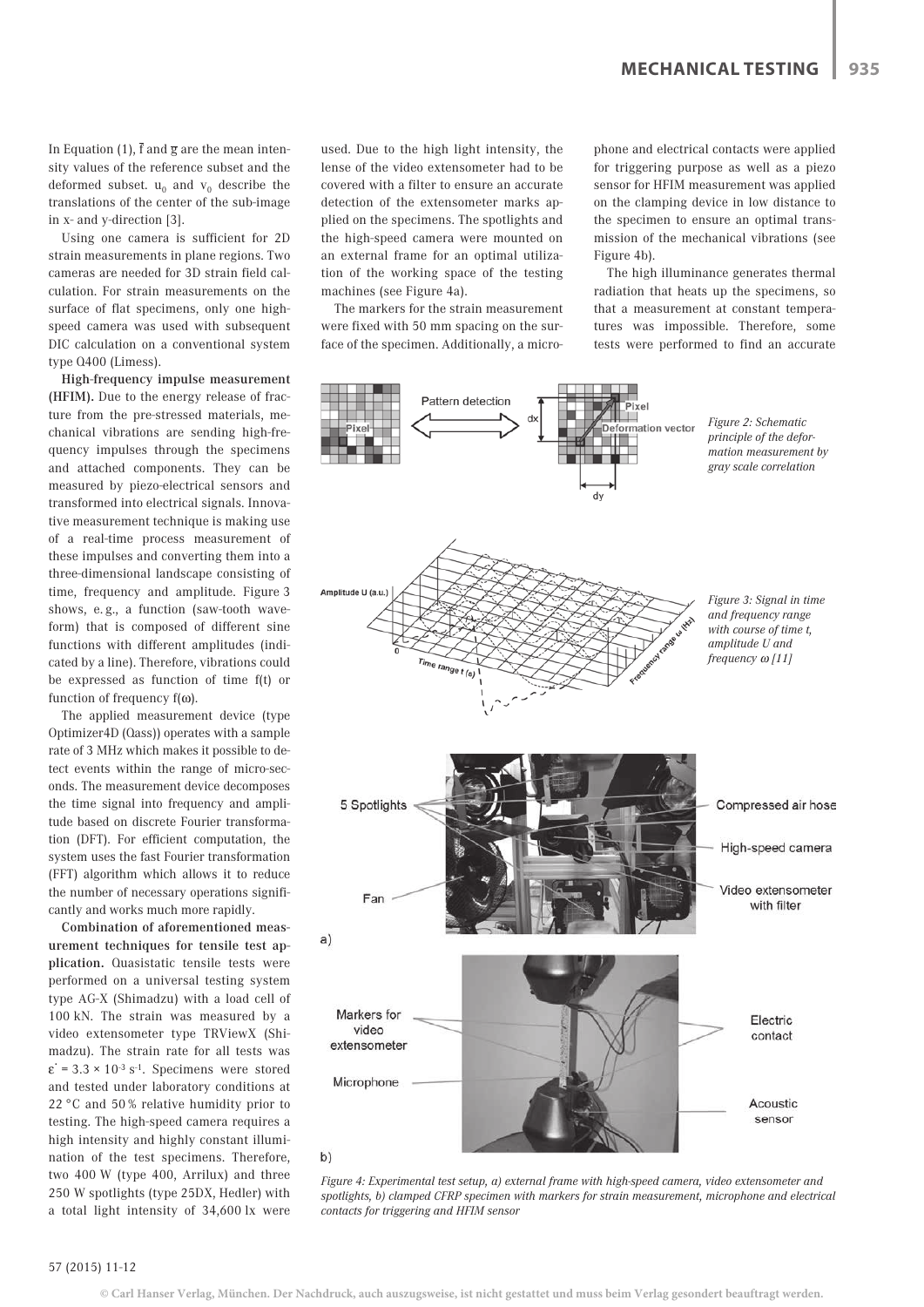In Equation (1), $\bar{f}$ and $\bar{g}$ are the mean intensity values of the reference subset and the deformed subset. $u_0$ and $v_0$ describe the translations of the center of the sub-image in x- and y-direction [3].

Using one camera is sufficient for 2D strain measurements in plane regions. Two cameras are needed for 3D strain field calculation. For strain measurements on the surface of flat specimens, only one high-speed camera was used with subsequent DIC calculation on a conventional system type Q400 (Limess).

**High-frequency impulse measurement (HFIM).** Due to the energy release of fracture from the pre-stressed materials, mechanical vibrations are sending high-frequency impulses through the specimens and attached components. They can be measured by piezo-electrical sensors and transformed into electrical signals. Innovative measurement technique is making use of a real-time process measurement of these impulses and converting them into a three-dimensional landscape consisting of time, frequency and amplitude. Figure 3 shows, e. g., a function (saw-tooth waveform) that is composed of different sine functions with different amplitudes (indicated by a line). Therefore, vibrations could be expressed as function of time f(t) or function of frequency f(ω).

The applied measurement device (type Optimizer4D (Qass)) operates with a sample rate of 3 MHz which makes it possible to detect events within the range of micro-seconds. The measurement device decomposes the time signal into frequency and amplitude based on discrete Fourier transformation (DFT). For efficient computation, the system uses the fast Fourier transformation (FFT) algorithm which allows it to reduce the number of necessary operations significantly and works much more rapidly.

**Combination of aforementioned measurement techniques for tensile test application.** Quasistatic tensile tests were performed on a universal testing system type AG-X (Shimadzu) with a load cell of 100 kN. The strain was measured by a video extensometer type TRViewX (Shimadzu). The strain rate for all tests was $\dot{\varepsilon} = 3.3 \times 10^{-3}\ s^{-1}$. Specimens were stored and tested under laboratory conditions at 22 °C and 50 % relative humidity prior to testing. The high-speed camera requires a high intensity and highly constant illumination of the test specimens. Therefore, two 400 W (type 400, Arrilux) and three 250 W spotlights (type 25DX, Hedler) with a total light intensity of 34,600 lx were used. Due to the high light intensity, the lense of the video extensometer had to be covered with a filter to ensure an accurate detection of the extensometer marks applied on the specimens. The spotlights and the high-speed camera were mounted on an external frame for an optimal utilization of the working space of the testing machines (see Figure 4a).

The markers for the strain measurement were fixed with 50 mm spacing on the surface of the specimen. Additionally, a microphone and electrical contacts were applied for triggering purpose as well as a piezo sensor for HFIM measurement was applied on the clamping device in low distance to the specimen to ensure an optimal transmission of the mechanical vibrations (see Figure 4b).

The high illuminance generates thermal radiation that heats up the specimens, so that a measurement at constant temperatures was impossible. Therefore, some tests were performed to find an accurate

*Figure 2: Schematic principle of the deformation measurement by gray scale correlation*

*Figure 3: Signal in time and frequency range with course of time t, amplitude U and frequency ω [11]*

*Figure 4: Experimental test setup, a) external frame with high-speed camera, video extensometer and spotlights, b) clamped CFRP specimen with markers for strain measurement, microphone and electrical contacts for triggering and HFIM sensor*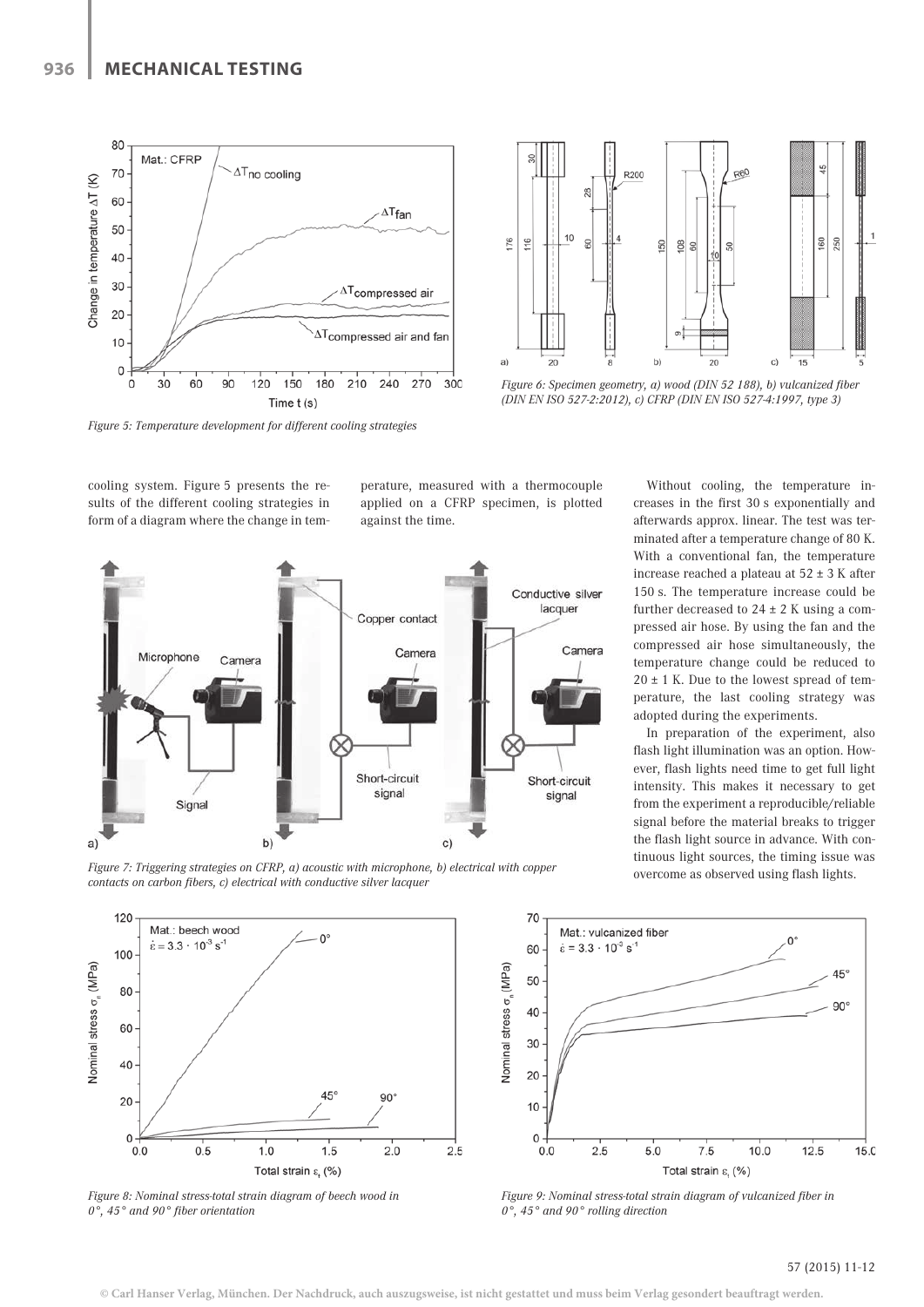Figure 5: Temperature development for different cooling strategies

Figure 6: Specimen geometry, a) wood (DIN 52 188), b) vulcanized fiber (DIN EN ISO 527-2:2012), c) CFRP (DIN EN ISO 527-4:1997, type 3)

cooling system. Figure 5 presents the results of the different cooling strategies in form of a diagram where the change in temperature, measured with a thermocouple applied on a CFRP specimen, is plotted against the time.

Figure 7: Triggering strategies on CFRP, a) acoustic with microphone, b) electrical with copper contacts on carbon fibers, c) electrical with conductive silver lacquer

Without cooling, the temperature increases in the first 30 s exponentially and afterwards approx. linear. The test was terminated after a temperature change of 80 K. With a conventional fan, the temperature increase reached a plateau at $52 \pm 3$ K after 150 s. The temperature increase could be further decreased to $24 \pm 2$ K using a compressed air hose. By using the fan and the compressed air hose simultaneously, the temperature change could be reduced to $20 \pm 1$ K. Due to the lowest spread of temperature, the last cooling strategy was adopted during the experiments.

In preparation of the experiment, also flash light illumination was an option. However, flash lights need time to get full light intensity. This makes it necessary to get from the experiment a reproducible/reliable signal before the material breaks to trigger the flash light source in advance. With continuous light sources, the timing issue was overcome as observed using flash lights.

Figure 8: Nominal stress-total strain diagram of beech wood in 0°, 45° and 90° fiber orientation

Figure 9: Nominal stress-total strain diagram of vulcanized fiber in 0°, 45° and 90° rolling direction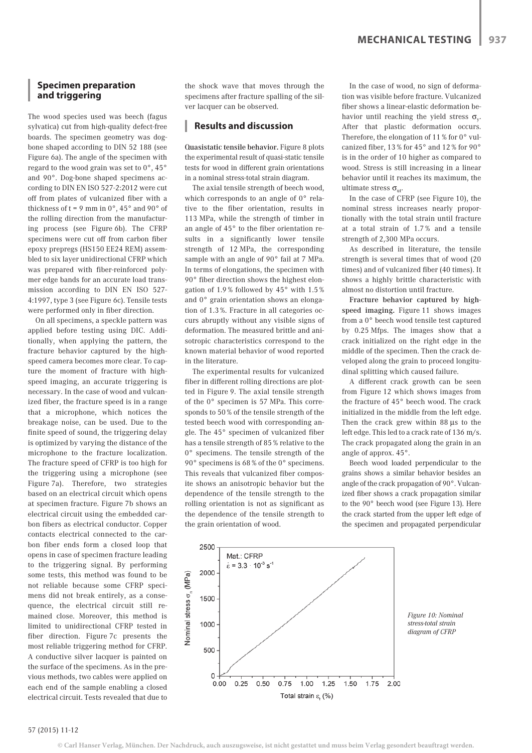## Specimen preparation and triggering

The wood species used was beech (fagus sylvatica) cut from high-quality defect-free boards. The specimen geometry was dog-bone shaped according to DIN 52 188 (see Figure 6a). The angle of the specimen with regard to the wood grain was set to 0°, 45° and 90°. Dog-bone shaped specimens according to DIN EN ISO 527-2:2012 were cut off from plates of vulcanized fiber with a thickness of t = 9 mm in 0°, 45° and 90° of the rolling direction from the manufacturing process (see Figure 6b). The CFRP specimens were cut off from carbon fiber epoxy prepregs (HS150 EE24 REM) assembled to six layer unidirectional CFRP which was prepared with fiber-reinforced polymer edge bands for an accurate load transmission according to DIN EN ISO 527-4:1997, type 3 (see Figure 6c). Tensile tests were performed only in fiber direction.

On all specimens, a speckle pattern was applied before testing using DIC. Additionally, when applying the pattern, the fracture behavior captured by the high-speed camera becomes more clear. To capture the moment of fracture with high-speed imaging, an accurate triggering is necessary. In the case of wood and vulcanized fiber, the fracture speed is in a range that a microphone, which notices the breakage noise, can be used. Due to the finite speed of sound, the triggering delay is optimized by varying the distance of the microphone to the fracture localization. The fracture speed of CFRP is too high for the triggering using a microphone (see Figure 7a). Therefore, two strategies based on an electrical circuit which opens at specimen fracture. Figure 7b shows an electrical circuit using the embedded carbon fibers as electrical conductor. Copper contacts electrical connected to the carbon fiber ends form a closed loop that opens in case of specimen fracture leading to the triggering signal. By performing some tests, this method was found to be not reliable because some CFRP specimens did not break entirely, as a consequence, the electrical circuit still remained close. Moreover, this method is limited to unidirectional CFRP tested in fiber direction. Figure 7c presents the most reliable triggering method for CFRP. A conductive silver lacquer is painted on the surface of the specimens. As in the previous methods, two cables were applied on each end of the sample enabling a closed electrical circuit. Tests revealed that due to the shock wave that moves through the specimens after fracture spalling of the silver lacquer can be observed.

## Results and discussion

**Quasistatic tensile behavior.** Figure 8 plots the experimental result of quasi-static tensile tests for wood in different grain orientations in a nominal stress-total strain diagram.

The axial tensile strength of beech wood, which corresponds to an angle of 0° relative to the fiber orientation, results in 113 MPa, while the strength of timber in an angle of 45° to the fiber orientation results in a significantly lower tensile strength of 12 MPa, the corresponding sample with an angle of 90° fail at 7 MPa. In terms of elongations, the specimen with 90° fiber direction shows the highest elongation of 1.9 % followed by 45° with 1.5 % and 0° grain orientation shows an elongation of 1.3 %. Fracture in all categories occurs abruptly without any visible signs of deformation. The measured brittle and anisotropic characteristics correspond to the known material behavior of wood reported in the literature.

The experimental results for vulcanized fiber in different rolling directions are plotted in Figure 9. The axial tensile strength of the 0° specimen is 57 MPa. This corresponds to 50 % of the tensile strength of the tested beech wood with corresponding angle. The 45° specimen of vulcanized fiber has a tensile strength of 85 % relative to the 0° specimens. The tensile strength of the 90° specimens is 68 % of the 0° specimens. This reveals that vulcanized fiber composite shows an anisotropic behavior but the dependence of the tensile strength to the rolling orientation is not as significant as the dependence of the tensile strength to the grain orientation of wood.

In the case of wood, no sign of deformation was visible before fracture. Vulcanized fiber shows a linear-elastic deformation behavior until reaching the yield stress $\sigma_y$. After that plastic deformation occurs. Therefore, the elongation of 11 % for 0° vulcanized fiber, 13 % for 45° and 12 % for 90° is in the order of 10 higher as compared to wood. Stress is still increasing in a linear behavior until it reaches its maximum, the ultimate stress $\sigma_{ut}$.

In the case of CFRP (see Figure 10), the nominal stress increases nearly proportionally with the total strain until fracture at a total strain of 1.7 % and a tensile strength of 2,300 MPa occurs.

As described in literature, the tensile strength is several times that of wood (20 times) and of vulcanized fiber (40 times). It shows a highly brittle characteristic with almost no distortion until fracture.

**Fracture behavior captured by high-speed imaging.** Figure 11 shows images from a 0° beech wood tensile test captured by 0.25 Mfps. The images show that a crack initialized on the right edge in the middle of the specimen. Then the crack developed along the grain to proceed longitudinal splitting which caused failure.

A different crack growth can be seen from Figure 12 which shows images from the fracture of 45° beech wood. The crack initialized in the middle from the left edge. Then the crack grew within 88 µs to the left edge. This led to a crack rate of 136 m/s. The crack propagated along the grain in an angle of approx. 45°.

Beech wood loaded perpendicular to the grains shows a similar behavior besides an angle of the crack propagation of 90°. Vulcanized fiber shows a crack propagation similar to the 90° beech wood (see Figure 13). Here the crack started from the upper left edge of the specimen and propagated perpendicular

*Figure 10: Nominal stress-total strain diagram of CFRP*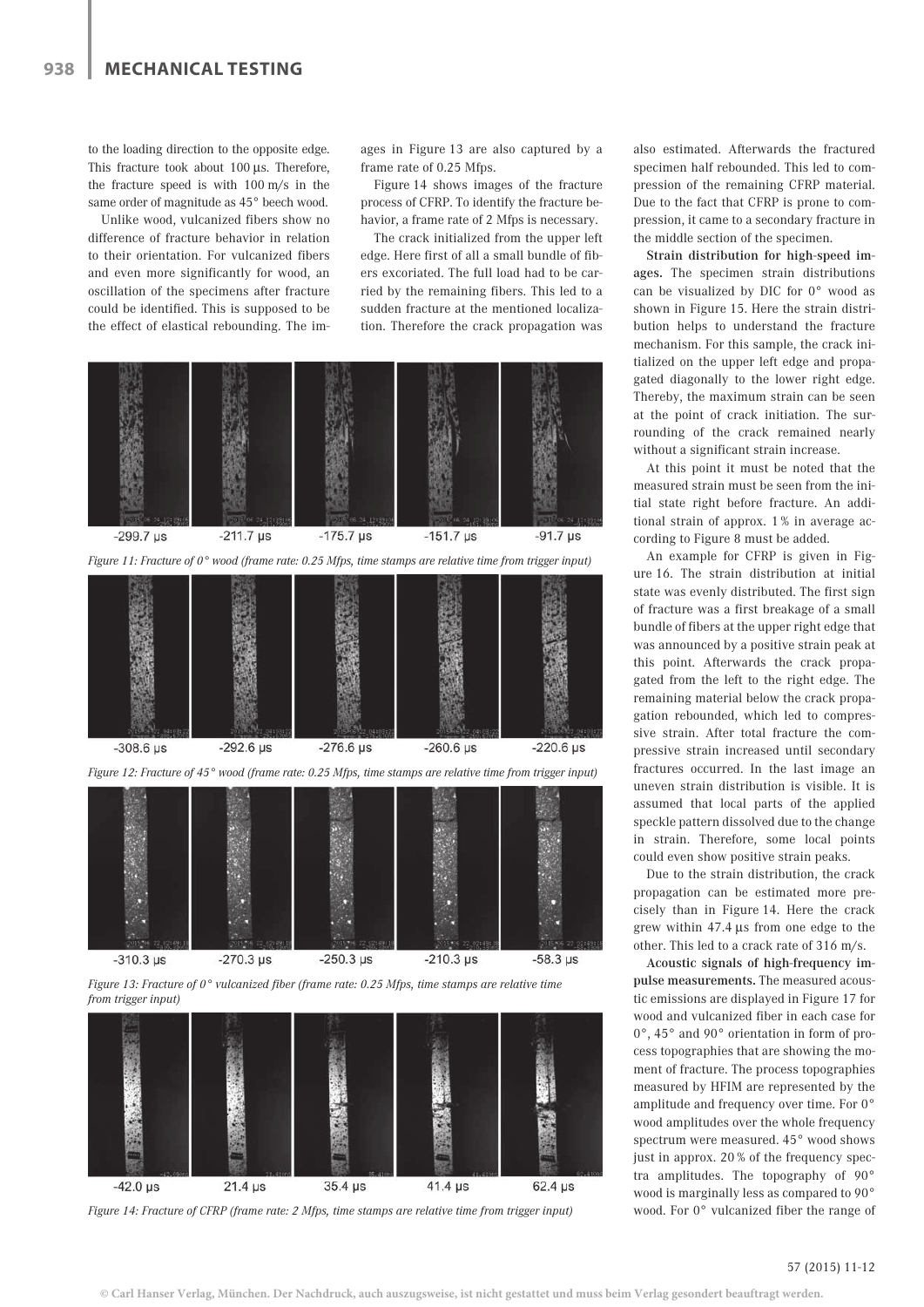to the loading direction to the opposite edge. This fracture took about 100 µs. Therefore, the fracture speed is with 100 m/s in the same order of magnitude as 45° beech wood.

Unlike wood, vulcanized fibers show no difference of fracture behavior in relation to their orientation. For vulcanized fibers and even more significantly for wood, an oscillation of the specimens after fracture could be identified. This is supposed to be the effect of elastical rebounding. The images in Figure 13 are also captured by a frame rate of 0.25 Mfps.

Figure 14 shows images of the fracture process of CFRP. To identify the fracture behavior, a frame rate of 2 Mfps is necessary.

The crack initialized from the upper left edge. Here first of all a small bundle of fibers excoriated. The full load had to be carried by the remaining fibers. This led to a sudden fracture at the mentioned localization. Therefore the crack propagation was also estimated. Afterwards the fractured specimen half rebounded. This led to compression of the remaining CFRP material. Due to the fact that CFRP is prone to compression, it came to a secondary fracture in the middle section of the specimen.

-299.7 µs -211.7 µs -175.7 µs -151.7 µs -91.7 µs

*Figure 11: Fracture of 0° wood (frame rate: 0.25 Mfps, time stamps are relative time from trigger input)*

-308.6 µs -292.6 µs -276.6 µs -260.6 µs -220.6 µs

*Figure 12: Fracture of 45° wood (frame rate: 0.25 Mfps, time stamps are relative time from trigger input)*

-310.3 µs -270.3 µs -250.3 µs -210.3 µs -58.3 µs

*Figure 13: Fracture of 0° vulcanized fiber (frame rate: 0.25 Mfps, time stamps are relative time from trigger input)*

-42.0 µs 21.4 µs 35.4 µs 41.4 µs 62.4 µs

*Figure 14: Fracture of CFRP (frame rate: 2 Mfps, time stamps are relative time from trigger input)*

**Strain distribution for high-speed images.** The specimen strain distributions can be visualized by DIC for 0° wood as shown in Figure 15. Here the strain distribution helps to understand the fracture mechanism. For this sample, the crack initialized on the upper left edge and propagated diagonally to the lower right edge. Thereby, the maximum strain can be seen at the point of crack initiation. The surrounding of the crack remained nearly without a significant strain increase.

At this point it must be noted that the measured strain must be seen from the initial state right before fracture. An additional strain of approx. 1 % in average according to Figure 8 must be added.

An example for CFRP is given in Figure 16. The strain distribution at initial state was evenly distributed. The first sign of fracture was a first breakage of a small bundle of fibers at the upper right edge that was announced by a positive strain peak at this point. Afterwards the crack propagated from the left to the right edge. The remaining material below the crack propagation rebounded, which led to compressive strain. After total fracture the compressive strain increased until secondary fractures occurred. In the last image an uneven strain distribution is visible. It is assumed that local parts of the applied speckle pattern dissolved due to the change in strain. Therefore, some local points could even show positive strain peaks.

Due to the strain distribution, the crack propagation can be estimated more precisely than in Figure 14. Here the crack grew within 47.4 µs from one edge to the other. This led to a crack rate of 316 m/s.

**Acoustic signals of high-frequency impulse measurements.** The measured acoustic emissions are displayed in Figure 17 for wood and vulcanized fiber in each case for 0°, 45° and 90° orientation in form of process topographies that are showing the moment of fracture. The process topographies measured by HFIM are represented by the amplitude and frequency over time. For 0° wood amplitudes over the whole frequency spectrum were measured. 45° wood shows just in approx. 20 % of the frequency spectra amplitudes. The topography of 90° wood is marginally less as compared to 90° wood. For 0° vulcanized fiber the range of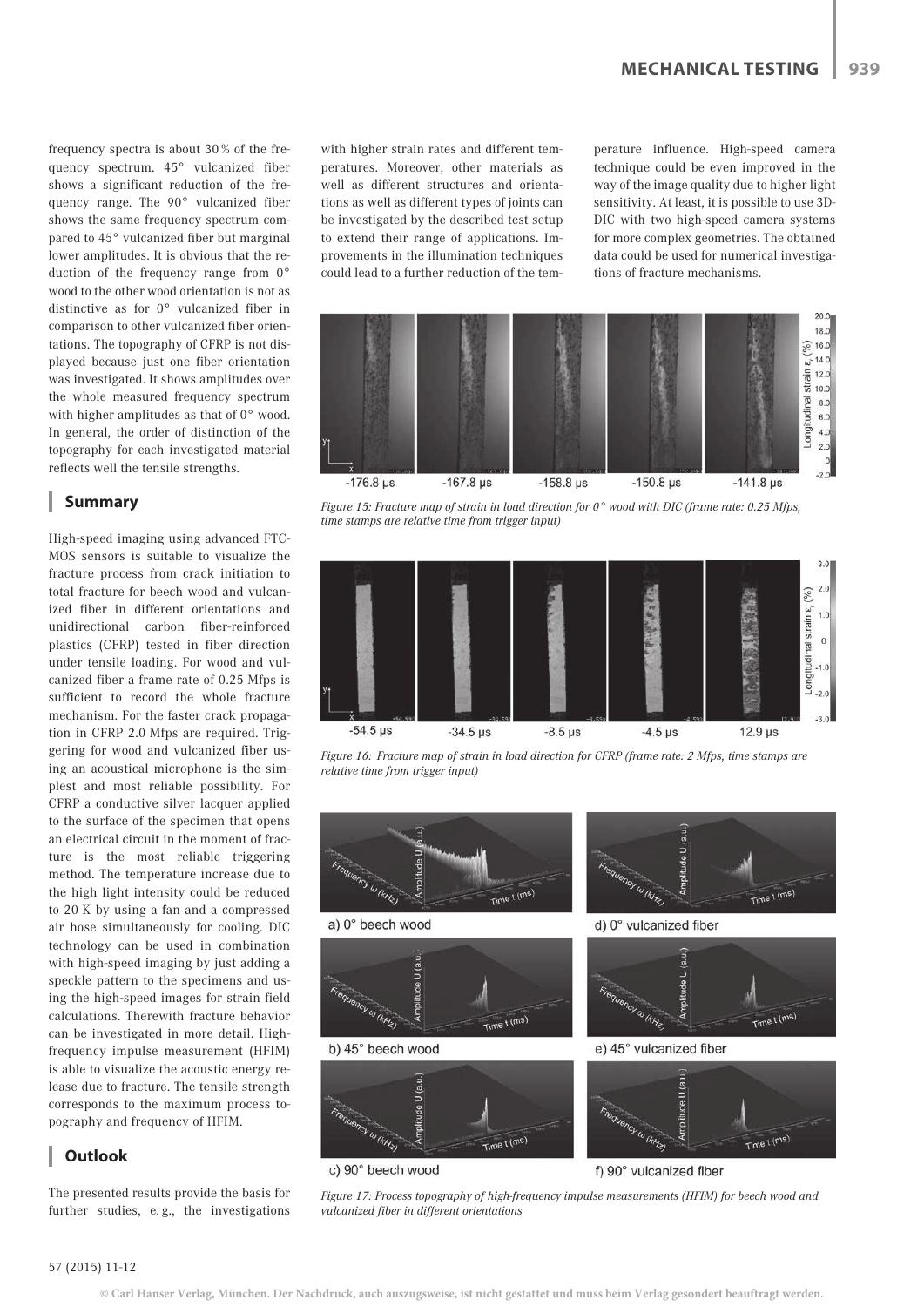frequency spectra is about 30 % of the frequency spectrum. 45° vulcanized fiber shows a significant reduction of the frequency range. The 90° vulcanized fiber shows the same frequency spectrum compared to 45° vulcanized fiber but marginal lower amplitudes. It is obvious that the reduction of the frequency range from 0° wood to the other wood orientation is not as distinctive as for 0° vulcanized fiber in comparison to other vulcanized fiber orientations. The topography of CFRP is not displayed because just one fiber orientation was investigated. It shows amplitudes over the whole measured frequency spectrum with higher amplitudes as that of 0° wood. In general, the order of distinction of the topography for each investigated material reflects well the tensile strengths.

## Summary

High-speed imaging using advanced FTC-MOS sensors is suitable to visualize the fracture process from crack initiation to total fracture for beech wood and vulcanized fiber in different orientations and unidirectional carbon fiber-reinforced plastics (CFRP) tested in fiber direction under tensile loading. For wood and vulcanized fiber a frame rate of 0.25 Mfps is sufficient to record the whole fracture mechanism. For the faster crack propagation in CFRP 2.0 Mfps are required. Triggering for wood and vulcanized fiber using an acoustical microphone is the simplest and most reliable possibility. For CFRP a conductive silver lacquer applied to the surface of the specimen that opens an electrical circuit in the moment of fracture is the most reliable triggering method. The temperature increase due to the high light intensity could be reduced to 20 K by using a fan and a compressed air hose simultaneously for cooling. DIC technology can be used in combination with high-speed imaging by just adding a speckle pattern to the specimens and using the high-speed images for strain field calculations. Therewith fracture behavior can be investigated in more detail. High-frequency impulse measurement (HFIM) is able to visualize the acoustic energy release due to fracture. The tensile strength corresponds to the maximum process topography and frequency of HFIM.

## Outlook

The presented results provide the basis for further studies, e. g., the investigations with higher strain rates and different temperatures. Moreover, other materials as well as different structures and orientations as well as different types of joints can be investigated by the described test setup to extend their range of applications. Improvements in the illumination techniques could lead to a further reduction of the temperature influence. High-speed camera technique could be even improved in the way of the image quality due to higher light sensitivity. At least, it is possible to use 3D-DIC with two high-speed camera systems for more complex geometries. The obtained data could be used for numerical investigations of fracture mechanisms.

*Figure 15: Fracture map of strain in load direction for 0° wood with DIC (frame rate: 0.25 Mfps, time stamps are relative time from trigger input)*

*Figure 16: Fracture map of strain in load direction for CFRP (frame rate: 2 Mfps, time stamps are relative time from trigger input)*

*Figure 17: Process topography of high-frequency impulse measurements (HFIM) for beech wood and vulcanized fiber in different orientations*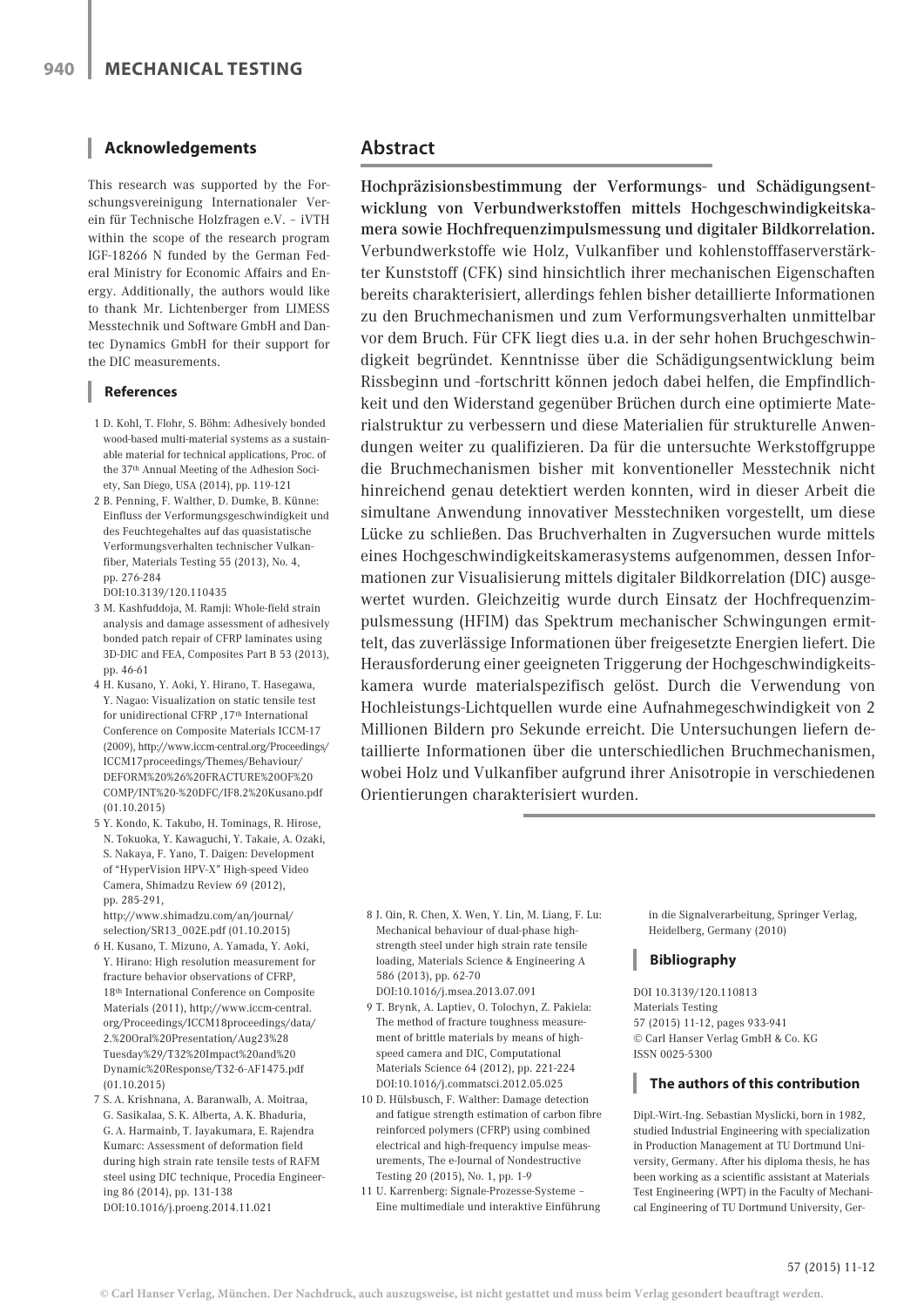## Acknowledgements

This research was supported by the Forschungsvereinigung Internationaler Verein für Technische Holzfragen e.V. – iVTH within the scope of the research program IGF-18266 N funded by the German Federal Ministry for Economic Affairs and Energy. Additionally, the authors would like to thank Mr. Lichtenberger from LIMESS Messtechnik und Software GmbH and Dantec Dynamics GmbH for their support for the DIC measurements.

## References

1 D. Kohl, T. Flohr, S. Böhm: Adhesively bonded wood-based multi-material systems as a sustainable material for technical applications, Proc. of the 37th Annual Meeting of the Adhesion Society, San Diego, USA (2014), pp. 119-121

2 B. Penning, F. Walther, D. Dumke, B. Künne: Einfluss der Verformungsgeschwindigkeit und des Feuchtegehaltes auf das quasistatische Verformungsverhalten technischer Vulkanfiber, Materials Testing 55 (2013), No. 4, pp. 276-284 DOI:10.3139/120.110435

3 M. Kashfuddoja, M. Ramji: Whole-field strain analysis and damage assessment of adhesively bonded patch repair of CFRP laminates using 3D-DIC and FEA, Composites Part B 53 (2013), pp. 46-61

4 H. Kusano, Y. Aoki, Y. Hirano, T. Hasegawa, Y. Nagao: Visualization on static tensile test for unidirectional CFRP ,17th International Conference on Composite Materials ICCM-17 (2009), http://www.iccm-central.org/Proceedings/ICCM17proceedings/Themes/Behaviour/DEFORM%20%26%20FRACTURE%20OF%20COMP/INT%20-%20DFC/IF8.2%20Kusano.pdf (01.10.2015)

5 Y. Kondo, K. Takubo, H. Tominags, R. Hirose, N. Tokuoka, Y. Kawaguchi, Y. Takaie, A. Ozaki, S. Nakaya, F. Yano, T. Daigen: Development of "HyperVision HPV-X" High-speed Video Camera, Shimadzu Review 69 (2012), pp. 285-291, http://www.shimadzu.com/an/journal/selection/SR13_002E.pdf (01.10.2015)

6 H. Kusano, T. Mizuno, A. Yamada, Y. Aoki, Y. Hirano: High resolution measurement for fracture behavior observations of CFRP, 18th International Conference on Composite Materials (2011), http://www.iccm-central.org/Proceedings/ICCM18proceedings/data/2.%20Oral%20Presentation/Aug23%28Tuesday%29/T32%20Impact%20and%20Dynamic%20Response/T32-6-AF1475.pdf (01.10.2015)

7 S. A. Krishnana, A. Baranwalb, A. Moitraa, G. Sasikalaa, S. K. Alberta, A. K. Bhaduria, G. A. Harmainb, T. Jayakumara, E. Rajendra Kumarc: Assessment of deformation field during high strain rate tensile tests of RAFM steel using DIC technique, Procedia Engineering 86 (2014), pp. 131-138 DOI:10.1016/j.proeng.2014.11.021

8 J. Qin, R. Chen, X. Wen, Y. Lin, M. Liang, F. Lu: Mechanical behaviour of dual-phase high-strength steel under high strain rate tensile loading, Materials Science & Engineering A 586 (2013), pp. 62-70 DOI:10.1016/j.msea.2013.07.091

9 T. Brynk, A. Laptiev, O. Tolochyn, Z. Pakiela: The method of fracture toughness measurement of brittle materials by means of high-speed camera and DIC, Computational Materials Science 64 (2012), pp. 221-224 DOI:10.1016/j.commatsci.2012.05.025

10 D. Hülsbusch, F. Walther: Damage detection and fatigue strength estimation of carbon fibre reinforced polymers (CFRP) using combined electrical and high-frequency impulse measurements, The e-Journal of Nondestructive Testing 20 (2015), No. 1, pp. 1-9

11 U. Karrenberg: Signale-Prozesse-Systeme – Eine multimediale und interaktive Einführung in die Signalverarbeitung, Springer Verlag, Heidelberg, Germany (2010)

## Abstract

**Hochpräzisionsbestimmung der Verformungs- und Schädigungsentwicklung von Verbundwerkstoffen mittels Hochgeschwindigkeitskamera sowie Hochfrequenzimpulsmessung und digitaler Bildkorrelation.** Verbundwerkstoffe wie Holz, Vulkanfiber und kohlenstofffaserverstärkter Kunststoff (CFK) sind hinsichtlich ihrer mechanischen Eigenschaften bereits charakterisiert, allerdings fehlen bisher detaillierte Informationen zu den Bruchmechanismen und zum Verformungsverhalten unmittelbar vor dem Bruch. Für CFK liegt dies u.a. in der sehr hohen Bruchgeschwindigkeit begründet. Kenntnisse über die Schädigungsentwicklung beim Rissbeginn und -fortschritt können jedoch dabei helfen, die Empfindlichkeit und den Widerstand gegenüber Brüchen durch eine optimierte Materialstruktur zu verbessern und diese Materialien für strukturelle Anwendungen weiter zu qualifizieren. Da für die untersuchte Werkstoffgruppe die Bruchmechanismen bisher mit konventioneller Messtechnik nicht hinreichend genau detektiert werden konnten, wird in dieser Arbeit die simultane Anwendung innovativer Messtechniken vorgestellt, um diese Lücke zu schließen. Das Bruchverhalten in Zugversuchen wurde mittels eines Hochgeschwindigkeitskamerasystems aufgenommen, dessen Informationen zur Visualisierung mittels digitaler Bildkorrelation (DIC) ausgewertet wurden. Gleichzeitig wurde durch Einsatz der Hochfrequenzimpulsmessung (HFIM) das Spektrum mechanischer Schwingungen ermittelt, das zuverlässige Informationen über freigesetzte Energien liefert. Die Herausforderung einer geeigneten Triggerung der Hochgeschwindigkeitskamera wurde materialspezifisch gelöst. Durch die Verwendung von Hochleistungs-Lichtquellen wurde eine Aufnahmegeschwindigkeit von 2 Millionen Bildern pro Sekunde erreicht. Die Untersuchungen liefern detaillierte Informationen über die unterschiedlichen Bruchmechanismen, wobei Holz und Vulkanfiber aufgrund ihrer Anisotropie in verschiedenen Orientierungen charakterisiert wurden.

## Bibliography

DOI 10.3139/120.110813
Materials Testing
57 (2015) 11-12, pages 933-941
© Carl Hanser Verlag GmbH & Co. KG
ISSN 0025-5300

## The authors of this contribution

Dipl.-Wirt.-Ing. Sebastian Myslicki, born in 1982, studied Industrial Engineering with specialization in Production Management at TU Dortmund University, Germany. After his diploma thesis, he has been working as a scientific assistant at Materials Test Engineering (WPT) in the Faculty of Mechanical Engineering of TU Dortmund University, Ger-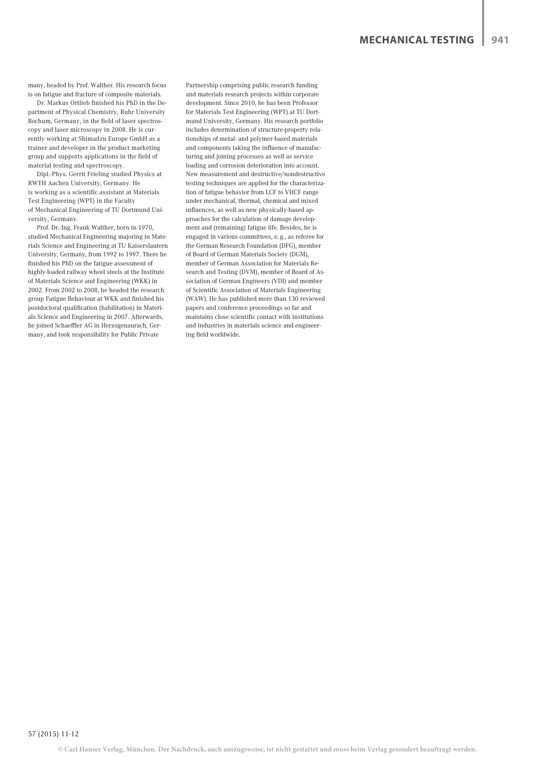many, headed by Prof. Walther. His research focus is on fatigue and fracture of composite materials.

Dr. Markus Ortlieb finished his PhD in the Department of Physical Chemistry, Ruhr University Bochum, Germany, in the field of laser spectroscopy and laser microscopy in 2008. He is currently working at Shimadzu Europe GmbH as a trainer and developer in the product marketing group and supports applications in the field of material testing and spectroscopy.

Dipl.-Phys. Gerrit Frieling studied Physics at RWTH Aachen University, Germany. He is working as a scientific assistant at Materials Test Engineering (WPT) in the Faculty of Mechanical Engineering of TU Dortmund University, Germany.

Prof. Dr.-Ing. Frank Walther, born in 1970, studied Mechanical Engineering majoring in Materials Science and Engineering at TU Kaiserslautern University, Germany, from 1992 to 1997. There he finished his PhD on the fatigue assessment of highly-loaded railway wheel steels at the Institute of Materials Science and Engineering (WKK) in 2002. From 2002 to 2008, he headed the research group Fatigue Behaviour at WKK and finished his postdoctoral qualification (habilitation) in Materials Science and Engineering in 2007. Afterwards, he joined Schaeffler AG in Herzogenaurach, Germany, and took responsibility for Public Private Partnership comprising public research funding and materials research projects within corporate development. Since 2010, he has been Professor for Materials Test Engineering (WPT) at TU Dortmund University, Germany. His research portfolio includes determination of structure-property relationships of metal- and polymer-based materials and components taking the influence of manufacturing and joining processes as well as service loading and corrosion deterioration into account. New measurement and destructive/nondestructive testing techniques are applied for the characterization of fatigue behavior from LCF to VHCF range under mechanical, thermal, chemical and mixed influences, as well as new physically-based approaches for the calculation of damage development and (remaining) fatigue life. Besides, he is engaged in various committees, e. g., as referee for the German Research Foundation (DFG), member of Board of German Materials Society (DGM), member of German Association for Materials Research and Testing (DVM), member of Board of Association of German Engineers (VDI) and member of Scientific Association of Materials Engineering (WAW). He has published more than 130 reviewed papers and conference proceedings so far and maintains close scientific contact with institutions and industries in materials science and engineering field worldwide.